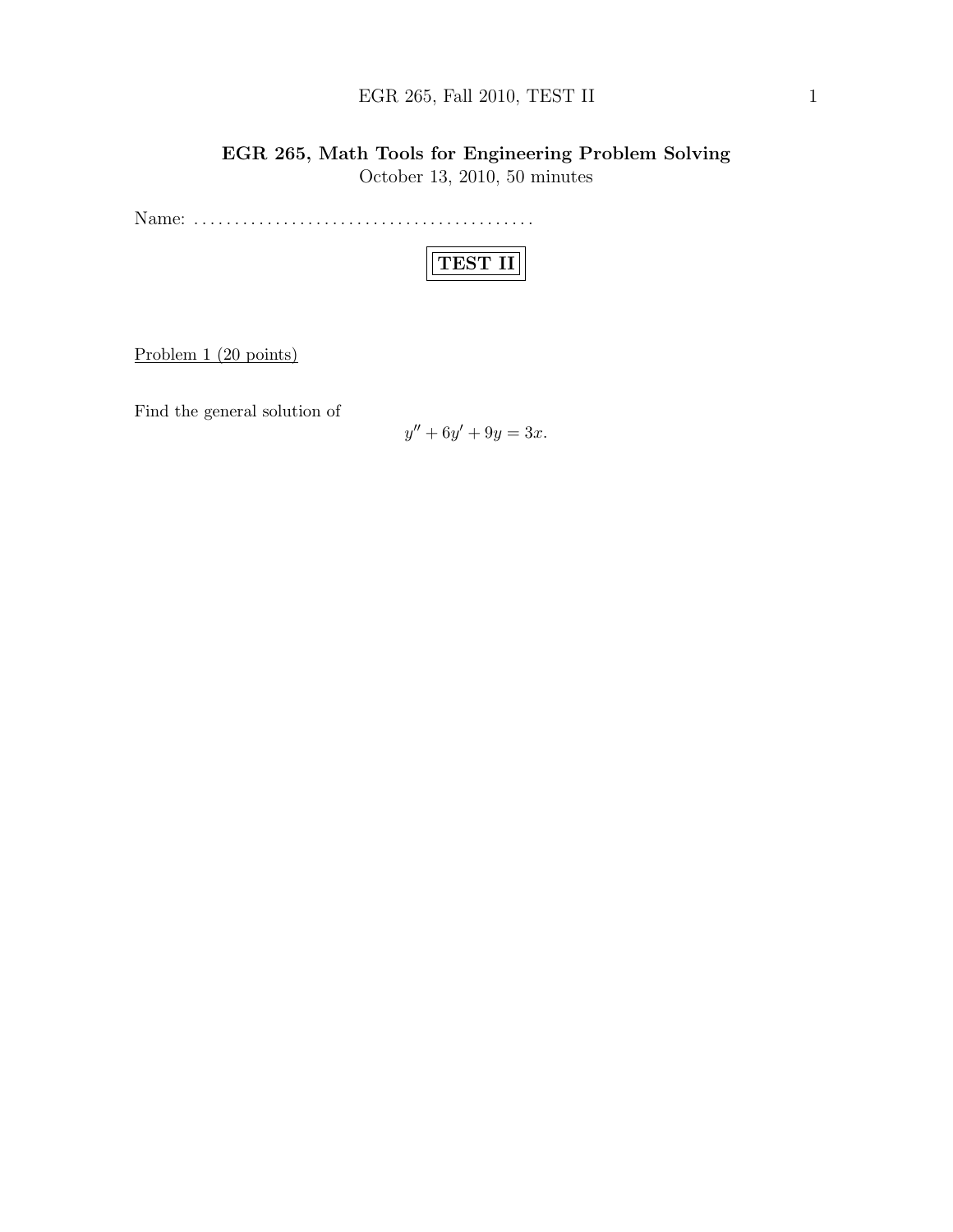# EGR 265, Math Tools for Engineering Problem Solving

October 13, 2010, 50 minutes

Name: ..........................................

## TEST II

Problem 1 (20 points)

Find the general solution of

$$y'' + 6y' + 9y = 3x.$$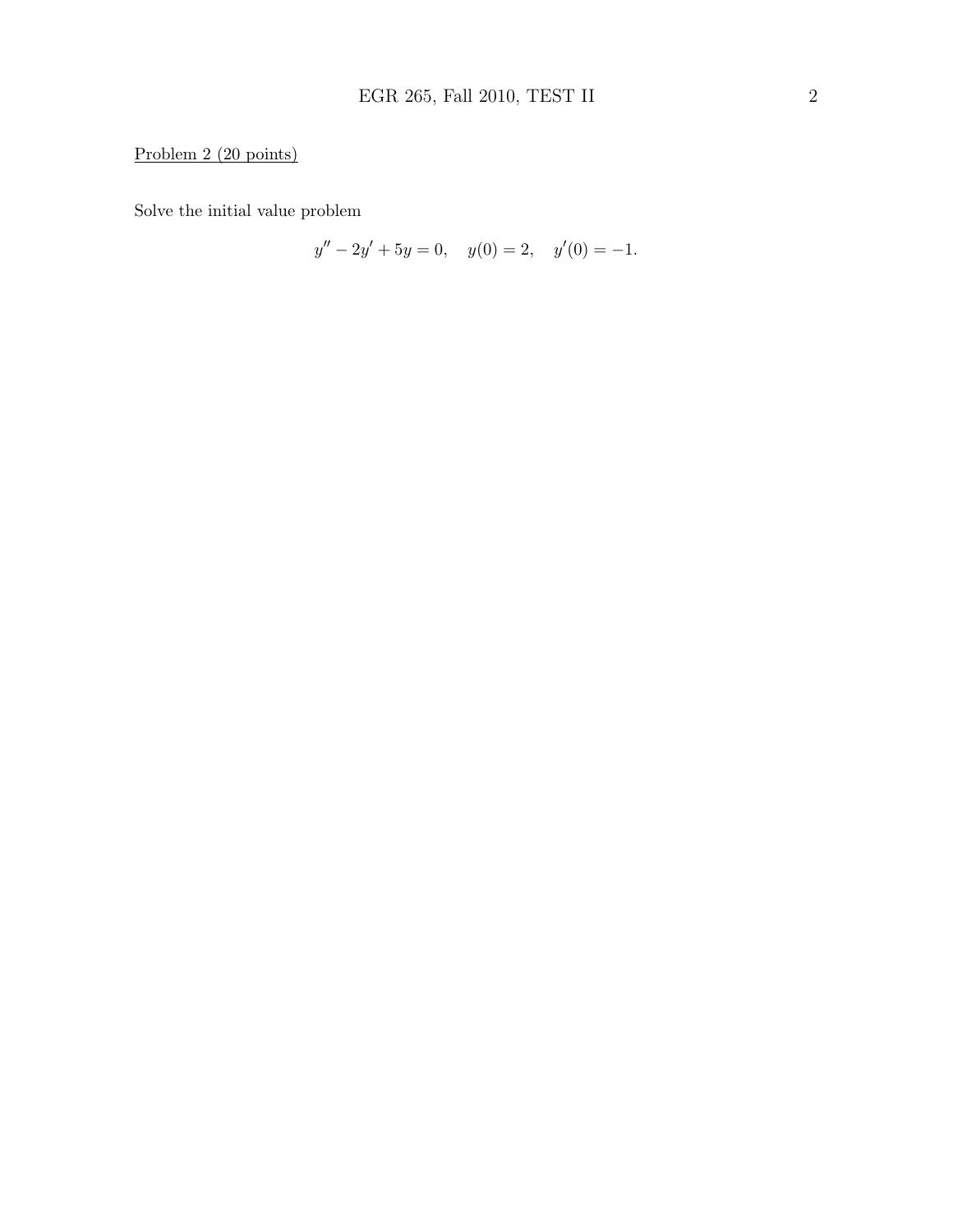Problem 2 (20 points)

Solve the initial value problem

$$y'' - 2y' + 5y = 0, \quad y(0) = 2, \quad y'(0) = -1.$$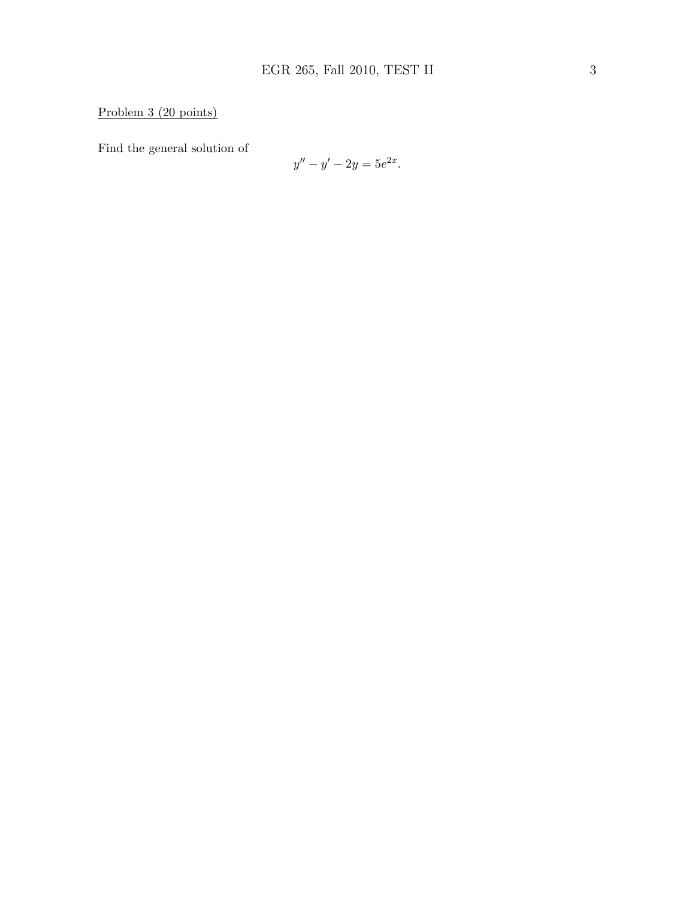Problem 3 (20 points)

Find the general solution of

$$y'' - y' - 2y = 5e^{2x}.$$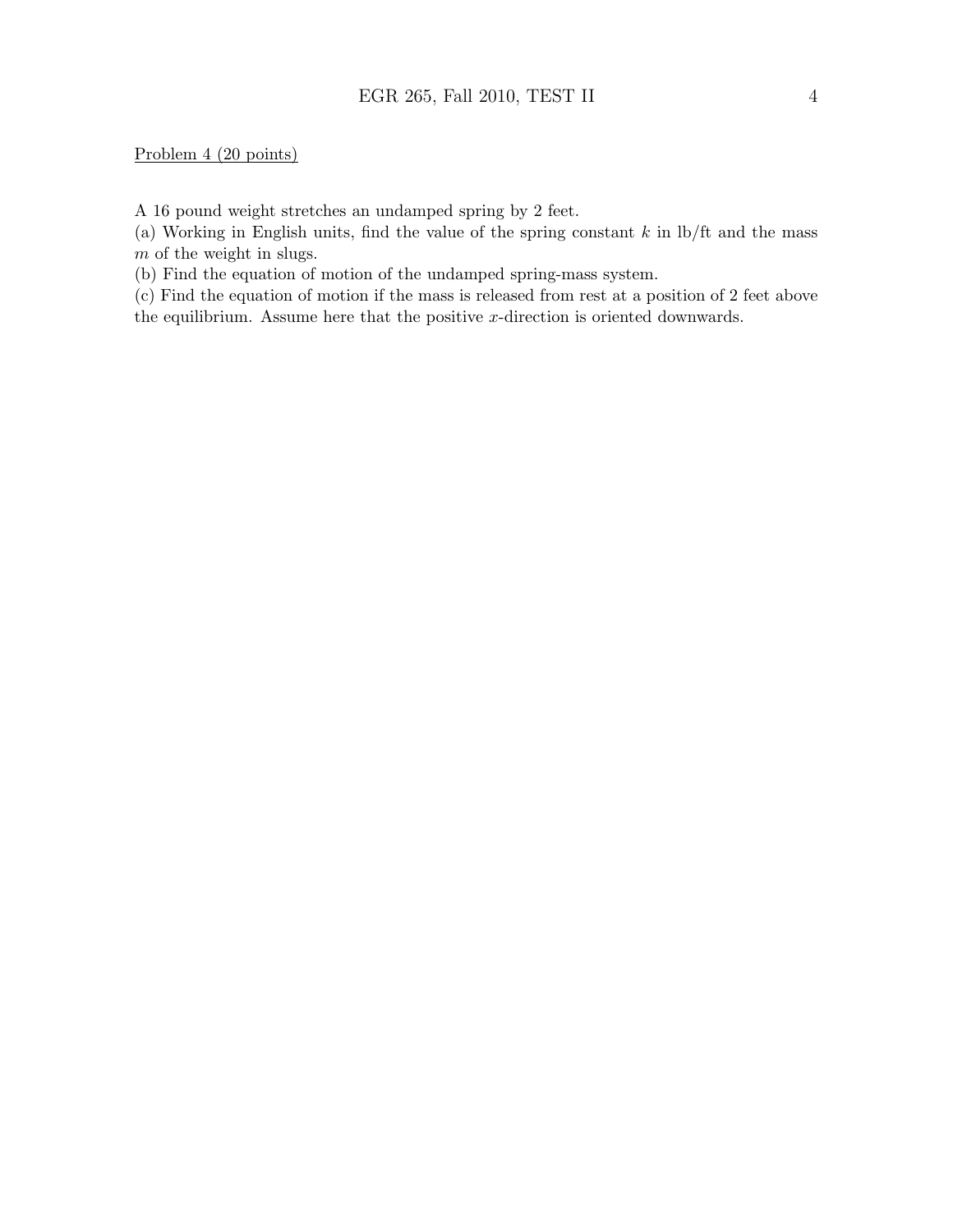Problem 4 (20 points)

A 16 pound weight stretches an undamped spring by 2 feet.

(a) Working in English units, find the value of the spring constant $k$ in lb/ft and the mass $m$ of the weight in slugs.

(b) Find the equation of motion of the undamped spring-mass system.

(c) Find the equation of motion if the mass is released from rest at a position of 2 feet above the equilibrium. Assume here that the positive $x$-direction is oriented downwards.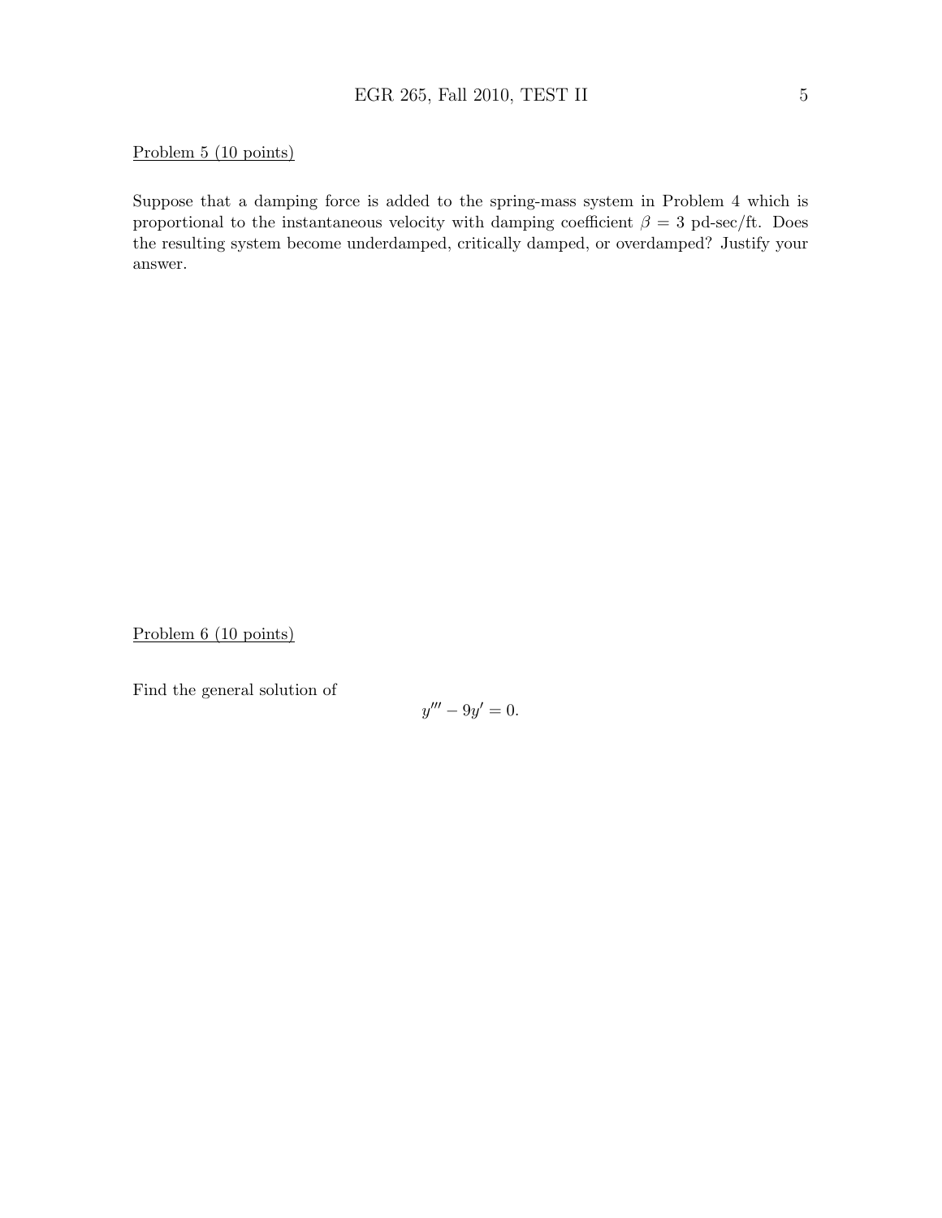Problem 5 (10 points)

Suppose that a damping force is added to the spring-mass system in Problem 4 which is proportional to the instantaneous velocity with damping coefficient $\beta = 3$ pd-sec/ft. Does the resulting system become underdamped, critically damped, or overdamped? Justify your answer.

Problem 6 (10 points)

Find the general solution of

$$y''' - 9y' = 0.$$